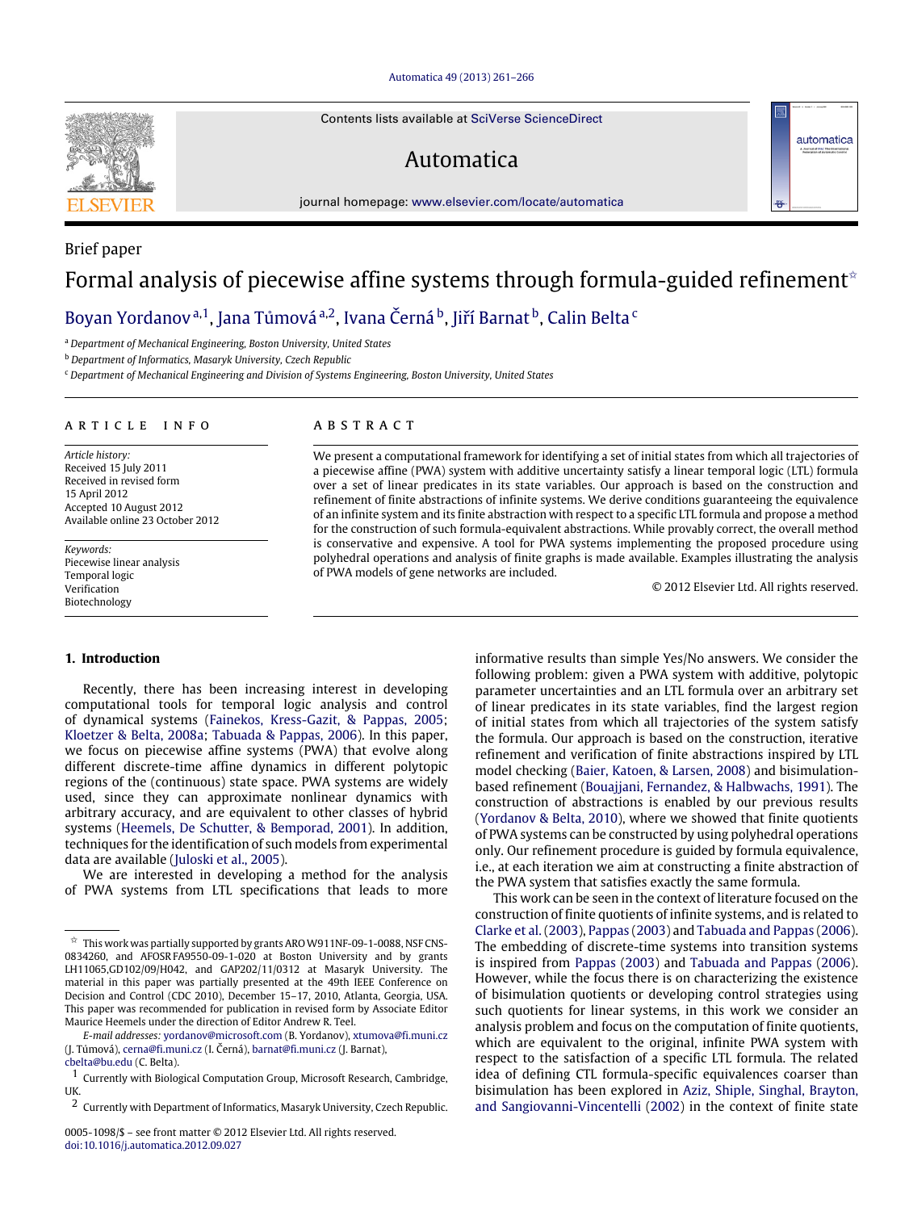Brief paper

# Formal analysis of piecewise affine systems through formula-guided refinement[☆]

Boyan Yordanov [a,1], Jana Tůmová [a,2], Ivana Černá [b], Jiří Barnat [b], Calin Belta [c]

[a] Department of Mechanical Engineering, Boston University, United States

[b] Department of Informatics, Masaryk University, Czech Republic

[c] Department of Mechanical Engineering and Division of Systems Engineering, Boston University, United States

## ARTICLE INFO

*Article history:*
Received 15 July 2011
Received in revised form
15 April 2012
Accepted 10 August 2012
Available online 23 October 2012

*Keywords:*
Piecewise linear analysis
Temporal logic
Verification
Biotechnology

## ABSTRACT

We present a computational framework for identifying a set of initial states from which all trajectories of a piecewise affine (PWA) system with additive uncertainty satisfy a linear temporal logic (LTL) formula over a set of linear predicates in its state variables. Our approach is based on the construction and refinement of finite abstractions of infinite systems. We derive conditions guaranteeing the equivalence of an infinite system and its finite abstraction with respect to a specific LTL formula and propose a method for the construction of such formula-equivalent abstractions. While provably correct, the overall method is conservative and expensive. A tool for PWA systems implementing the proposed procedure using polyhedral operations and analysis of finite graphs is made available. Examples illustrating the analysis of PWA models of gene networks are included.

© 2012 Elsevier Ltd. All rights reserved.

## 1. Introduction

Recently, there has been increasing interest in developing computational tools for temporal logic analysis and control of dynamical systems (Fainekos, Kress-Gazit, & Pappas, 2005; Kloetzer & Belta, 2008a; Tabuada & Pappas, 2006). In this paper, we focus on piecewise affine systems (PWA) that evolve along different discrete-time affine dynamics in different polytopic regions of the (continuous) state space. PWA systems are widely used, since they can approximate nonlinear dynamics with arbitrary accuracy, and are equivalent to other classes of hybrid systems (Heemels, De Schutter, & Bemporad, 2001). In addition, techniques for the identification of such models from experimental data are available (Juloski et al., 2005).

We are interested in developing a method for the analysis of PWA systems from LTL specifications that leads to more informative results than simple Yes/No answers. We consider the following problem: given a PWA system with additive, polytopic parameter uncertainties and an LTL formula over an arbitrary set of linear predicates in its state variables, find the largest region of initial states from which all trajectories of the system satisfy the formula. Our approach is based on the construction, iterative refinement and verification of finite abstractions inspired by LTL model checking (Baier, Katoen, & Larsen, 2008) and bisimulation-based refinement (Bouajjani, Fernandez, & Halbwachs, 1991). The construction of abstractions is enabled by our previous results (Yordanov & Belta, 2010), where we showed that finite quotients of PWA systems can be constructed by using polyhedral operations only. Our refinement procedure is guided by formula equivalence, i.e., at each iteration we aim at constructing a finite abstraction of the PWA system that satisfies exactly the same formula.

This work can be seen in the context of literature focused on the construction of finite quotients of infinite systems, and is related to Clarke et al. (2003), Pappas (2003) and Tabuada and Pappas (2006). The embedding of discrete-time systems into transition systems is inspired from Pappas (2003) and Tabuada and Pappas (2006). However, while the focus there is on characterizing the existence of bisimulation quotients or developing control strategies using such quotients for linear systems, in this work we consider an analysis problem and focus on the computation of finite quotients, which are equivalent to the original, infinite PWA system with respect to the satisfaction of a specific LTL formula. The related idea of defining CTL formula-specific equivalences coarser than bisimulation has been explored in Aziz, Shiple, Singhal, Brayton, and Sangiovanni-Vincentelli (2002) in the context of finite state

---

[☆] This work was partially supported by grants ARO W911NF-09-1-0088, NSF CNS-0834260, and AFOSR FA9550-09-1-020 at Boston University and by grants LH11065,GD102/09/H042, and GAP202/11/0312 at Masaryk University. The material in this paper was partially presented at the 49th IEEE Conference on Decision and Control (CDC 2010), December 15–17, 2010, Atlanta, Georgia, USA. This paper was recommended for publication in revised form by Associate Editor Maurice Heemels under the direction of Editor Andrew R. Teel.

*E-mail addresses:* yordanov@microsoft.com (B. Yordanov), xtumova@fi.muni.cz (J. Tůmová), cerna@fi.muni.cz (I. Černá), barnat@fi.muni.cz (J. Barnat), cbelta@bu.edu (C. Belta).

[1] Currently with Biological Computation Group, Microsoft Research, Cambridge, UK.

[2] Currently with Department of Informatics, Masaryk University, Czech Republic.

0005-1098/$ – see front matter © 2012 Elsevier Ltd. All rights reserved.
doi:10.1016/j.automatica.2012.09.027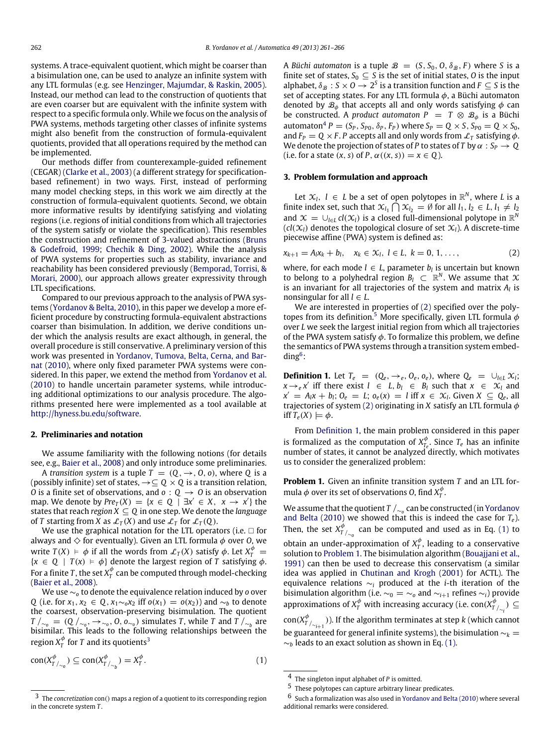systems. A trace-equivalent quotient, which might be coarser than a bisimulation one, can be used to analyze an infinite system with any LTL formulas (e.g. see Henzinger, Majumdar, & Raskin, 2005). Instead, our method can lead to the construction of quotients that are even coarser but are equivalent with the infinite system with respect to a specific formula only. While we focus on the analysis of PWA systems, methods targeting other classes of infinite systems might also benefit from the construction of formula-equivalent quotients, provided that all operations required by the method can be implemented.

Our methods differ from counterexample-guided refinement (CEGAR) (Clarke et al., 2003) (a different strategy for specification-based refinement) in two ways. First, instead of performing many model checking steps, in this work we aim directly at the construction of formula-equivalent quotients. Second, we obtain more informative results by identifying satisfying and violating regions (i.e. regions of initial conditions from which all trajectories of the system satisfy or violate the specification). This resembles the construction and refinement of 3-valued abstractions (Bruns & Godefroid, 1999; Chechik & Ding, 2002). While the analysis of PWA systems for properties such as stability, invariance and reachability has been considered previously (Bemporad, Torrisi, & Morari, 2000), our approach allows greater expressivity through LTL specifications.

Compared to our previous approach to the analysis of PWA systems (Yordanov & Belta, 2010), in this paper we develop a more efficient procedure by constructing formula-equivalent abstractions coarser than bisimulation. In addition, we derive conditions under which the analysis results are exact although, in general, the overall procedure is still conservative. A preliminary version of this work was presented in Yordanov, Tumova, Belta, Cerna, and Barnat (2010), where only fixed parameter PWA systems were considered. In this paper, we extend the method from Yordanov et al. (2010) to handle uncertain parameter systems, while introducing additional optimizations to our analysis procedure. The algorithms presented here were implemented as a tool available at http://hyness.bu.edu/software.

## 2. Preliminaries and notation

We assume familiarity with the following notions (for details see, e.g., Baier et al., 2008) and only introduce some preliminaries.

A *transition system* is a tuple $T = (Q, \rightarrow, O, o)$, where $Q$ is a (possibly infinite) set of states, $\rightarrow \subseteq Q \times Q$ is a transition relation, $O$ is a finite set of observations, and $o : Q \rightarrow O$ is an observation map. We denote by $Pre_T(X) = \{x \in Q \mid \exists x' \in X,\ x \rightarrow x'\}$ the states that reach *region* $X \subseteq Q$ in one step. We denote the *language* of $T$ starting from $X$ as $\mathcal{L}_T(X)$ and use $\mathcal{L}_T$ for $\mathcal{L}_T(Q)$.

We use the graphical notation for the LTL operators (i.e. $\Box$ for always and $\Diamond$ for eventually). Given an LTL formula $\phi$ over $O$, we write $T(X) \vDash \phi$ if all the words from $\mathcal{L}_T(X)$ satisfy $\phi$. Let $X_T^\phi = \{x \in Q \mid T(x) \vDash \phi\}$ denote the largest region of $T$ satisfying $\phi$. For a finite $T$, the set $X_T^\phi$ can be computed through model-checking (Baier et al., 2008).

We use $\sim_o$ to denote the equivalence relation induced by $o$ over $Q$ (i.e. for $x_1, x_2 \in Q$, $x_1 \sim_o x_2$ iff $o(x_1) = o(x_2)$) and $\sim_b$ to denote the coarsest, observation-preserving bisimulation. The quotient $T/_{\sim_o} = (Q/_{\sim_o}, \rightarrow_{\sim_o}, O, o_{\sim_o})$ simulates $T$, while $T$ and $T/_{\sim_b}$ are bisimilar. This leads to the following relationships between the region $X_T^\phi$ for $T$ and its quotients[3]

$$\text{con}(X^\phi_{T/_{\sim_o}}) \subseteq \text{con}(X^\phi_{T/_{\sim_b}}) = X_T^\phi. \tag{1}$$

A *Büchi automaton* is a tuple $\mathcal{B} = (S, S_0, O, \delta_\mathcal{B}, F)$ where $S$ is a finite set of states, $S_0 \subseteq S$ is the set of initial states, $O$ is the input alphabet, $\delta_\mathcal{B} : S \times O \rightarrow 2^S$ is a transition function and $F \subseteq S$ is the set of accepting states. For any LTL formula $\phi$, a Büchi automaton denoted by $\mathcal{B}_\phi$ that accepts all and only words satisfying $\phi$ can be constructed. A *product automaton* $P = T \otimes \mathcal{B}_\phi$ is a Büchi automaton[4] $P = (S_P, S_{P0}, \delta_P, F_P)$ where $S_P = Q \times S$, $S_{P0} = Q \times S_0$, and $F_P = Q \times F$. $P$ accepts all and only words from $\mathcal{L}_T$ satisfying $\phi$. We denote the projection of states of $P$ to states of $T$ by $\alpha : S_P \rightarrow Q$ (i.e. for a state $(x, s)$ of $P$, $\alpha((x, s)) = x \in Q$).

## 3. Problem formulation and approach

Let $\mathcal{X}_l$, $l \in L$ be a set of open polytopes in $\mathbb{R}^N$, where $L$ is a finite index set, such that $\mathcal{X}_{l_1} \bigcap \mathcal{X}_{l_2} = \emptyset$ for all $l_1, l_2 \in L$, $l_1 \neq l_2$ and $\mathcal{X} = \cup_{l \in L} cl(\mathcal{X}_l)$ is a closed full-dimensional polytope in $\mathbb{R}^N$ ($cl(\mathcal{X}_l)$ denotes the topological closure of set $\mathcal{X}_l$). A discrete-time piecewise affine (PWA) system is defined as:

$$x_{k+1} = A_l x_k + b_l, \quad x_k \in \mathcal{X}_l,\ l \in L,\ k = 0, 1, \ldots, \tag{2}$$

where, for each mode $l \in L$, parameter $b_l$ is uncertain but known to belong to a polyhedral region $B_l \subset \mathbb{R}^N$. We assume that $\mathcal{X}$ is an invariant for all trajectories of the system and matrix $A_l$ is nonsingular for all $l \in L$.

We are interested in properties of (2) specified over the polytopes from its definition.[5] More specifically, given LTL formula $\phi$ over $L$ we seek the largest initial region from which all trajectories of the PWA system satisfy $\phi$. To formalize this problem, we define the semantics of PWA systems through a transition system embedding[6]:

**Definition 1.** Let $T_e = (Q_e, \rightarrow_e, O_e, o_e)$, where $Q_e = \cup_{l \in L} \mathcal{X}_l$; $x \rightarrow_e x'$ iff there exist $l \in L$, $b_l \in B_l$ such that $x \in \mathcal{X}_l$ and $x' = A_l x + b_l$; $O_e = L$; $o_e(x) = l$ iff $x \in \mathcal{X}_l$. Given $X \subseteq Q_e$, all trajectories of system (2) originating in $X$ satisfy an LTL formula $\phi$ iff $T_e(X) \vDash \phi$.

From Definition 1, the main problem considered in this paper is formalized as the computation of $X^\phi_{T_e}$. Since $T_e$ has an infinite number of states, it cannot be analyzed directly, which motivates us to consider the generalized problem:

**Problem 1.** Given an infinite transition system $T$ and an LTL formula $\phi$ over its set of observations $O$, find $X_T^\phi$.

We assume that the quotient $T/_{\sim_o}$ can be constructed (in Yordanov and Belta (2010) we showed that this is indeed the case for $T_e$). Then, the set $X^\phi_{T/_{\sim_o}}$ can be computed and used as in Eq. (1) to obtain an under-approximation of $X_T^\phi$, leading to a conservative solution to Problem 1. The bisimulation algorithm (Bouajjani et al., 1991) can then be used to decrease this conservatism (a similar idea was applied in Chutinan and Krogh (2001) for ACTL). The equivalence relations $\sim_i$ produced at the $i$-th iteration of the bisimulation algorithm (i.e. $\sim_0 = \sim_o$ and $\sim_{i+1}$ refines $\sim_i$) provide approximations of $X_T^\phi$ with increasing accuracy (i.e. $\text{con}(X^\phi_{T/_{\sim_i}}) \subseteq \text{con}(X^\phi_{T/_{\sim_{i+1}}})$). If the algorithm terminates at step $k$ (which cannot be guaranteed for general infinite systems), the bisimulation $\sim_k = \sim_b$ leads to an exact solution as shown in Eq. (1).

[3] The *concretization* con() maps a region of a quotient to its corresponding region in the concrete system $T$.

[4] The singleton input alphabet of $P$ is omitted.

[5] These polytopes can capture arbitrary linear predicates.

[6] Such a formalization was also used in Yordanov and Belta (2010) where several additional remarks were considered.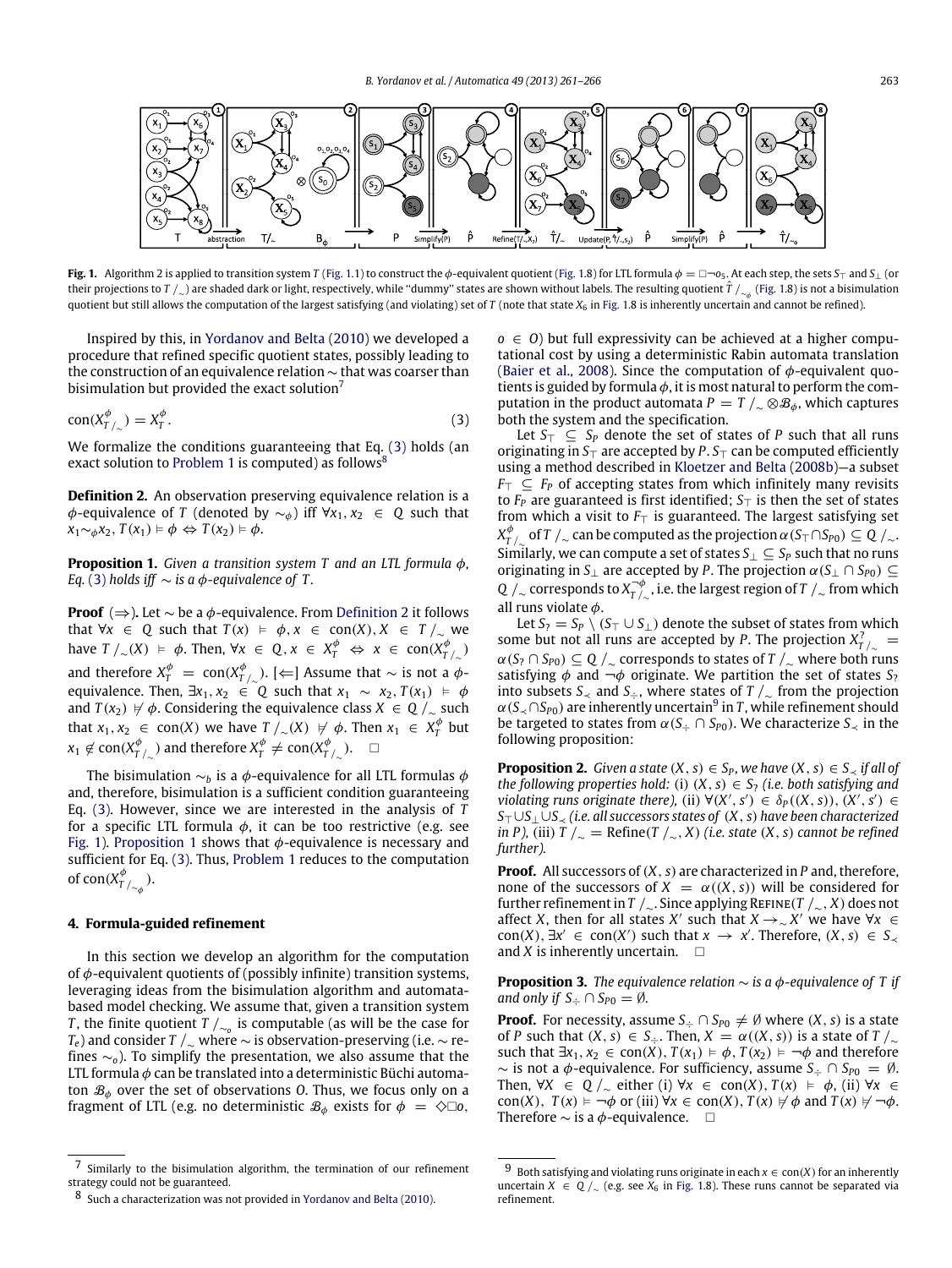**Fig. 1.** Algorithm 2 is applied to transition system $T$ (Fig. 1.1) to construct the $\phi$-equivalent quotient (Fig. 1.8) for LTL formula $\phi = \Box\neg o_5$. At each step, the sets $S_\top$ and $S_\bot$ (or their projections to $T/_\sim$) are shaded dark or light, respectively, while "dummy" states are shown without labels. The resulting quotient $\hat{T}/_{\sim_\phi}$ (Fig. 1.8) is not a bisimulation quotient but still allows the computation of the largest satisfying (and violating) set of $T$ (note that state $X_6$ in Fig. 1.8 is inherently uncertain and cannot be refined).

Inspired by this, in Yordanov and Belta (2010) we developed a procedure that refined specific quotient states, possibly leading to the construction of an equivalence relation $\sim$ that was coarser than bisimulation but provided the exact solution[7]

$$\text{con}(X^{\phi}_{T/_\sim}) = X^{\phi}_{T}. \tag{3}$$

We formalize the conditions guaranteeing that Eq. (3) holds (an exact solution to Problem 1 is computed) as follows[8]

**Definition 2.** An observation preserving equivalence relation is a $\phi$-equivalence of $T$ (denoted by $\sim_\phi$) iff $\forall x_1, x_2 \in Q$ such that $x_1 \sim_\phi x_2, T(x_1) \vDash \phi \Leftrightarrow T(x_2) \vDash \phi$.

**Proposition 1.** *Given a transition system $T$ and an LTL formula $\phi$, Eq. (3) holds iff $\sim$ is a $\phi$-equivalence of $T$.*

**Proof** ($\Rightarrow$). Let $\sim$ be a $\phi$-equivalence. From Definition 2 it follows that $\forall x \in Q$ such that $T(x) \vDash \phi, x \in \text{con}(X), X \in T/_\sim$ we have $T/_\sim(X) \vDash \phi$. Then, $\forall x \in Q, x \in X^{\phi}_{T} \Leftrightarrow x \in \text{con}(X^{\phi}_{T/_\sim})$ and therefore $X^{\phi}_{T} = \text{con}(X^{\phi}_{T/_\sim})$. [$\Leftarrow$] Assume that $\sim$ is not a $\phi$-equivalence. Then, $\exists x_1, x_2 \in Q$ such that $x_1 \sim x_2, T(x_1) \vDash \phi$ and $T(x_2) \nvDash \phi$. Considering the equivalence class $X \in Q/_\sim$ such that $x_1, x_2 \in \text{con}(X)$ we have $T/_\sim(X) \nvDash \phi$. Then $x_1 \in X^{\phi}_{T}$ but $x_1 \notin \text{con}(X^{\phi}_{T/_\sim})$ and therefore $X^{\phi}_{T} \neq \text{con}(X^{\phi}_{T/_\sim})$. □

The bisimulation $\sim_b$ is a $\phi$-equivalence for all LTL formulas $\phi$ and, therefore, bisimulation is a sufficient condition guaranteeing Eq. (3). However, since we are interested in the analysis of $T$ for a specific LTL formula $\phi$, it can be too restrictive (e.g. see Fig. 1). Proposition 1 shows that $\phi$-equivalence is necessary and sufficient for Eq. (3). Thus, Problem 1 reduces to the computation of $\text{con}(X^{\phi}_{T/_{\sim_\phi}})$.

## 4. Formula-guided refinement

In this section we develop an algorithm for the computation of $\phi$-equivalent quotients of (possibly infinite) transition systems, leveraging ideas from the bisimulation algorithm and automata-based model checking. We assume that, given a transition system $T$, the finite quotient $T/_{\sim_o}$ is computable (as will be the case for $T_e$) and consider $T/_\sim$ where $\sim$ is observation-preserving (i.e. $\sim$ refines $\sim_o$). To simplify the presentation, we also assume that the LTL formula $\phi$ can be translated into a deterministic Büchi automaton $\mathcal{B}_\phi$ over the set of observations $O$. Thus, we focus only on a fragment of LTL (e.g. no deterministic $\mathcal{B}_\phi$ exists for $\phi = \Diamond\Box o$, $o \in O$) but full expressivity can be achieved at a higher computational cost by using a deterministic Rabin automata translation (Baier et al., 2008). Since the computation of $\phi$-equivalent quotients is guided by formula $\phi$, it is most natural to perform the computation in the product automata $P = T/_\sim \otimes \mathcal{B}_\phi$, which captures both the system and the specification.

Let $S_\top \subseteq S_P$ denote the set of states of $P$ such that all runs originating in $S_\top$ are accepted by $P$. $S_\top$ can be computed efficiently using a method described in Kloetzer and Belta (2008b)—a subset $F_\top \subseteq F_P$ of accepting states from which infinitely many revisits to $F_P$ are guaranteed is first identified; $S_\top$ is then the set of states from which a visit to $F_\top$ is guaranteed. The largest satisfying set $X^{\phi}_{T/_\sim}$ of $T/_\sim$ can be computed as the projection $\alpha(S_\top \cap S_{P0}) \subseteq Q/_\sim$. Similarly, we can compute a set of states $S_\bot \subseteq S_P$ such that no runs originating in $S_\bot$ are accepted by $P$. The projection $\alpha(S_\bot \cap S_{P0}) \subseteq Q/_\sim$ corresponds to $X^{\neg\phi}_{T/_\sim}$, i.e. the largest region of $T/_\sim$ from which all runs violate $\phi$.

Let $S_? = S_P \setminus (S_\top \cup S_\bot)$ denote the subset of states from which some but not all runs are accepted by $P$. The projection $X^{?}_{T/_\sim} = \alpha(S_? \cap S_{P0}) \subseteq Q/_\sim$ corresponds to states of $T/_\sim$ where both runs satisfying $\phi$ and $\neg\phi$ originate. We partition the set of states $S_?$ into subsets $S_\prec$ and $S_\div$, where states of $T/_\sim$ from the projection $\alpha(S_\prec \cap S_{P0})$ are inherently uncertain[9] in $T$, while refinement should be targeted to states from $\alpha(S_\div \cap S_{P0})$. We characterize $S_\prec$ in the following proposition:

**Proposition 2.** *Given a state $(X, s) \in S_P$, we have $(X, s) \in S_\prec$ if all of the following properties hold:* (i) $(X, s) \in S_?$ *(i.e. both satisfying and violating runs originate there),* (ii) $\forall (X', s') \in \delta_P((X, s)), (X', s') \in S_\top \cup S_\bot \cup S_\prec$ *(i.e. all successors states of $(X, s)$ have been characterized in $P$),* (iii) $T/_\sim = \text{Refine}(T/_\sim, X)$ *(i.e. state $(X, s)$ cannot be refined further).*

**Proof.** All successors of $(X, s)$ are characterized in $P$ and, therefore, none of the successors of $X = \alpha((X, s))$ will be considered for further refinement in $T/_\sim$. Since applying $\text{Refine}(T/_\sim, X)$ does not affect $X$, then for all states $X'$ such that $X \to_\sim X'$ we have $\forall x \in \text{con}(X), \exists x' \in \text{con}(X')$ such that $x \to x'$. Therefore, $(X, s) \in S_\prec$ and $X$ is inherently uncertain. □

**Proposition 3.** *The equivalence relation $\sim$ is a $\phi$-equivalence of $T$ if and only if $S_\div \cap S_{P0} = \emptyset$.*

**Proof.** For necessity, assume $S_\div \cap S_{P0} \neq \emptyset$ where $(X, s)$ is a state of $P$ such that $(X, s) \in S_\div$. Then, $X = \alpha((X, s))$ is a state of $T/_\sim$ such that $\exists x_1, x_2 \in \text{con}(X), T(x_1) \vDash \phi, T(x_2) \vDash \neg\phi$ and therefore $\sim$ is not a $\phi$-equivalence. For sufficiency, assume $S_\div \cap S_{P0} = \emptyset$. Then, $\forall X \in Q/_\sim$ either (i) $\forall x \in \text{con}(X), T(x) \vDash \phi$, (ii) $\forall x \in \text{con}(X)$, $T(x) \vDash \neg\phi$ or (iii) $\forall x \in \text{con}(X), T(x) \nvDash \phi$ and $T(x) \nvDash \neg\phi$. Therefore $\sim$ is a $\phi$-equivalence. □

---

[7] Similarly to the bisimulation algorithm, the termination of our refinement strategy could not be guaranteed.

[8] Such a characterization was not provided in Yordanov and Belta (2010).

[9] Both satisfying and violating runs originate in each $x \in \text{con}(X)$ for an inherently uncertain $X \in Q/_\sim$ (e.g. see $X_6$ in Fig. 1.8). These runs cannot be separated via refinement.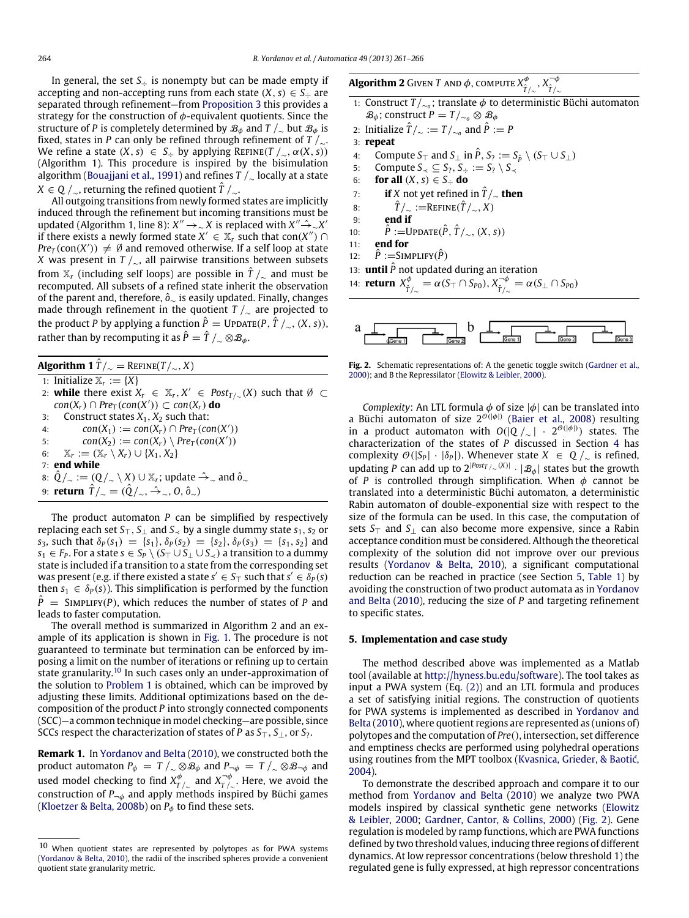In general, the set $S_{\div}$ is nonempty but can be made empty if accepting and non-accepting runs from each state $(X, s) \in S_{\div}$ are separated through refinement—from Proposition 3 this provides a strategy for the construction of $\phi$-equivalent quotients. Since the structure of $P$ is completely determined by $\mathcal{B}_\phi$ and $T/_\sim$ but $\mathcal{B}_\phi$ is fixed, states in $P$ can only be refined through refinement of $T/_\sim$. We refine a state $(X, s) \in S_{\div}$ by applying $\text{Refine}(T/_\sim, \alpha(X, s))$ (Algorithm 1). This procedure is inspired by the bisimulation algorithm (Bouajjani et al., 1991) and refines $T/_\sim$ locally at a state $X \in Q/_\sim$, returning the refined quotient $\hat{T}/_\sim$.

All outgoing transitions from newly formed states are implicitly induced through the refinement but incoming transitions must be updated (Algorithm 1, line 8): $X'' \to_\sim X$ is replaced with $X'' \hat{\to}_\sim X'$ if there exists a newly formed state $X' \in \mathbb{X}_r$ such that $con(X'') \cap Pre_T(con(X')) \neq \emptyset$ and removed otherwise. If a self loop at state $X$ was present in $T/_\sim$, all pairwise transitions between subsets from $\mathbb{X}_r$ (including self loops) are possible in $\hat{T}/_\sim$ and must be recomputed. All subsets of a refined state inherit the observation of the parent and, therefore, $\hat{o}_\sim$ is easily updated. Finally, changes made through refinement in the quotient $T/_\sim$ are projected to the product $P$ by applying a function $\hat{P} = \text{Update}(P, \hat{T}/_\sim, (X, s))$, rather than by recomputing it as $\hat{P} = \hat{T}/_\sim \otimes \mathcal{B}_\phi$.

**Algorithm 1** $\hat{T}/_\sim = \text{Refine}(T/_\sim, X)$

```
1: Initialize 𝕏_r := {X}
2: while there exist X_r ∈ 𝕏_r, X' ∈ Post_{T/∼}(X) such that ∅ ⊂
   con(X_r) ∩ Pre_T(con(X')) ⊂ con(X_r) do
3:    Construct states X_1, X_2 such that:
4:       con(X_1) := con(X_r) ∩ Pre_T(con(X'))
5:       con(X_2) := con(X_r) \ Pre_T(con(X'))
6:    𝕏_r := (𝕏_r \ X_r) ∪ {X_1, X_2}
7: end while
8: Q̂/∼ := (Q/∼ \ X) ∪ 𝕏_r; update →̂∼ and ô∼
9: return T̂/∼ = (Q̂/∼, →̂∼, O, ô∼)
```

The product automaton $P$ can be simplified by respectively replacing each set $S_\top$, $S_\bot$ and $S_\prec$ by a single dummy state $s_1$, $s_2$ or $s_3$, such that $\delta_P(s_1) = \{s_1\}$, $\delta_P(s_2) = \{s_2\}$, $\delta_P(s_3) = \{s_1, s_2\}$ and $s_1 \in F_P$. For a state $s \in S_P \setminus (S_\top \cup S_\bot \cup S_\prec)$ a transition to a dummy state is included if a transition to a state from the corresponding set was present (e.g. if there existed a state $s' \in S_\top$ such that $s' \in \delta_P(s)$ then $s_1 \in \delta_P(s)$). This simplification is performed by the function $\hat{P} = \text{Simplify}(P)$, which reduces the number of states of $P$ and leads to faster computation.

The overall method is summarized in Algorithm 2 and an example of its application is shown in Fig. 1. The procedure is not guaranteed to terminate but termination can be enforced by imposing a limit on the number of iterations or refining up to certain state granularity.[10] In such cases only an under-approximation of the solution to Problem 1 is obtained, which can be improved by adjusting these limits. Additional optimizations based on the decomposition of the product $P$ into strongly connected components (SCC)—a common technique in model checking—are possible, since SCCs respect the characterization of states of $P$ as $S_\top$, $S_\bot$, or $S_?$.

**Remark 1.** In Yordanov and Belta (2010), we constructed both the product automaton $P_\phi = T/_\sim \otimes \mathcal{B}_\phi$ and $P_{\neg\phi} = T/_\sim \otimes \mathcal{B}_{\neg\phi}$ and used model checking to find $X^\phi_{T/_\sim}$ and $X^{\neg\phi}_{T/_\sim}$. Here, we avoid the construction of $P_{\neg\phi}$ and apply methods inspired by Büchi games (Kloetzer & Belta, 2008b) on $P_\phi$ to find these sets.

[10] When quotient states are represented by polytopes as for PWA systems (Yordanov & Belta, 2010), the radii of the inscribed spheres provide a convenient quotient state granularity metric.

**Algorithm 2** Given $T$ and $\phi$, compute $X^\phi_{\hat{T}/_\sim}$, $X^{\neg\phi}_{\hat{T}/_\sim}$

```
1: Construct T/∼o; translate φ to deterministic Büchi automaton
   B_φ; construct P = T/∼o ⊗ B_φ
2: Initialize T̂/∼ := T/∼o and P̂ := P
3: repeat
4:    Compute S_⊤ and S_⊥ in P̂, S_? := S_P̂ \ (S_⊤ ∪ S_⊥)
5:    Compute S_≺ ⊆ S_?, S_÷ := S_? \ S_≺
6:    for all (X, s) ∈ S_÷ do
7:       if X not yet refined in T̂/∼ then
8:          T̂/∼ := Refine(T̂/∼, X)
9:       end if
10:      P̂ := Update(P̂, T̂/∼, (X, s))
11:   end for
12:   P̂ := Simplify(P̂)
13: until P̂ not updated during an iteration
14: return X^φ_{T̂/∼} = α(S_⊤ ∩ S_P0), X^{¬φ}_{T̂/∼} = α(S_⊥ ∩ S_P0)
```

**Fig. 2.** Schematic representations of: A the genetic toggle switch (Gardner et al., 2000); and B the Repressilator (Elowitz & Leibler, 2000).

*Complexity*: An LTL formula $\phi$ of size $|\phi|$ can be translated into a Büchi automaton of size $2^{\mathcal{O}(|\phi|)}$ (Baier et al., 2008) resulting in a product automaton with $O(|Q/_\sim| \cdot 2^{\mathcal{O}(|\phi|)})$ states. The characterization of the states of $P$ discussed in Section 4 has complexity $\mathcal{O}(|S_P| \cdot |\delta_P|)$. Whenever state $X \in Q/_\sim$ is refined, updating $P$ can add up to $2^{|Post_{T/_\sim}(X)|} \cdot |\mathcal{B}_\phi|$ states but the growth of $P$ is controlled through simplification. When $\phi$ cannot be translated into a deterministic Büchi automaton, a deterministic Rabin automaton of double-exponential size with respect to the size of the formula can be used. In this case, the computation of sets $S_\top$ and $S_\bot$ can also become more expensive, since a Rabin acceptance condition must be considered. Although the theoretical complexity of the solution did not improve over our previous results (Yordanov & Belta, 2010), a significant computational reduction can be reached in practice (see Section 5, Table 1) by avoiding the construction of two product automata as in Yordanov and Belta (2010), reducing the size of $P$ and targeting refinement to specific states.

## 5. Implementation and case study

The method described above was implemented as a Matlab tool (available at http://hyness.bu.edu/software). The tool takes as input a PWA system (Eq. (2)) and an LTL formula and produces a set of satisfying initial regions. The construction of quotients for PWA systems is implemented as described in Yordanov and Belta (2010), where quotient regions are represented as (unions of) polytopes and the computation of $Pre()$, intersection, set difference and emptiness checks are performed using polyhedral operations using routines from the MPT toolbox (Kvasnica, Grieder, & Baotić, 2004).

To demonstrate the described approach and compare it to our method from Yordanov and Belta (2010) we analyze two PWA models inspired by classical synthetic gene networks (Elowitz & Leibler, 2000; Gardner, Cantor, & Collins, 2000) (Fig. 2). Gene regulation is modeled by ramp functions, which are PWA functions defined by two threshold values, inducing three regions of different dynamics. At low repressor concentrations (below threshold 1) the regulated gene is fully expressed, at high repressor concentrations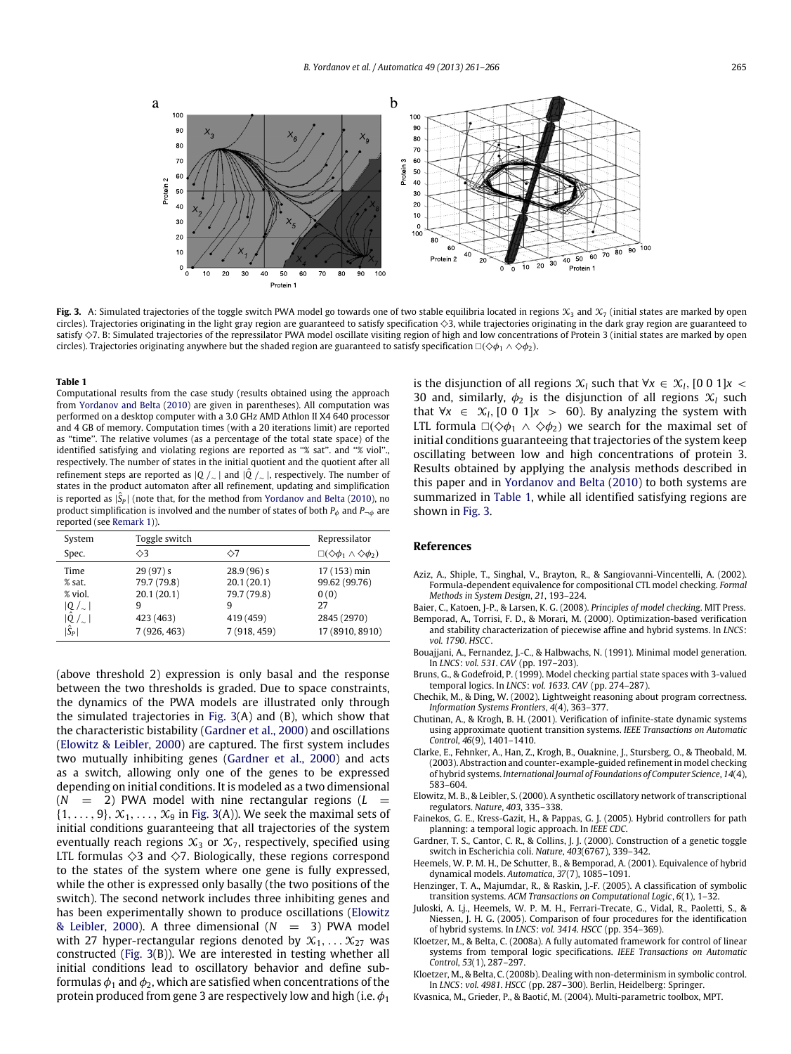**Fig. 3.** A: Simulated trajectories of the toggle switch PWA model go towards one of two stable equilibria located in regions $\mathcal{X}_3$ and $\mathcal{X}_7$ (initial states are marked by open circles). Trajectories originating in the light gray region are guaranteed to satisfy specification $\diamond 3$, while trajectories originating in the dark gray region are guaranteed to satisfy $\diamond 7$. B: Simulated trajectories of the repressilator PWA model oscillate visiting region of high and low concentrations of Protein 3 (initial states are marked by open circles). Trajectories originating anywhere but the shaded region are guaranteed to satisfy specification $\square(\diamond\phi_1 \wedge \diamond\phi_2)$.

**Table 1**
Computational results from the case study (results obtained using the approach from Yordanov and Belta (2010) are given in parentheses). All computation was performed on a desktop computer with a 3.0 GHz AMD Athlon II X4 640 processor and 4 GB of memory. Computation times (with a 20 iterations limit) are reported as "time". The relative volumes (as a percentage of the total state space) of the identified satisfying and violating regions are reported as "% sat". and "% viol"., respectively. The number of states in the initial quotient and the quotient after all refinement steps are reported as $|Q/_\sim|$ and $|\hat{Q}/_\sim|$, respectively. The number of states in the product automaton after all refinement, updating and simplification is reported as $|\hat{S}_P|$ (note that, for the method from Yordanov and Belta (2010), no product simplification is involved and the number of states of both $P_\phi$ and $P_{\neg\phi}$ are reported (see Remark 1)).

| System | Toggle switch | | Repressilator |
|---|---|---|---|
| Spec. | $\diamond 3$ | $\diamond 7$ | $\square(\diamond\phi_1 \wedge \diamond\phi_2)$ |
| Time | 29 (97) s | 28.9 (96) s | 17 (153) min |
| % sat. | 79.7 (79.8) | 20.1 (20.1) | 99.62 (99.76) |
| % viol. | 20.1 (20.1) | 79.7 (79.8) | 0 (0) |
| $\lvert Q/_\sim\rvert$ | 9 | 9 | 27 |
| $\lvert\hat{Q}/_\sim\rvert$ | 423 (463) | 419 (459) | 2845 (2970) |
| $\lvert\hat{S}_P\rvert$ | 7 (926, 463) | 7 (918, 459) | 17 (8910, 8910) |

(above threshold 2) expression is only basal and the response between the two thresholds is graded. Due to space constraints, the dynamics of the PWA models are illustrated only through the simulated trajectories in Fig. 3(A) and (B), which show that the characteristic bistability (Gardner et al., 2000) and oscillations (Elowitz & Leibler, 2000) are captured. The first system includes two mutually inhibiting genes (Gardner et al., 2000) and acts as a switch, allowing only one of the genes to be expressed depending on initial conditions. It is modeled as a two dimensional ($N = 2$) PWA model with nine rectangular regions ($L = \{1, \ldots, 9\}$, $\mathcal{X}_1, \ldots, \mathcal{X}_9$ in Fig. 3(A)). We seek the maximal sets of initial conditions guaranteeing that all trajectories of the system eventually reach regions $\mathcal{X}_3$ or $\mathcal{X}_7$, respectively, specified using LTL formulas $\diamond 3$ and $\diamond 7$. Biologically, these regions correspond to the states of the system where one gene is fully expressed, while the other is expressed only basally (the two positions of the switch). The second network includes three inhibiting genes and has been experimentally shown to produce oscillations (Elowitz & Leibler, 2000). A three dimensional ($N = 3$) PWA model with 27 hyper-rectangular regions denoted by $\mathcal{X}_1, \ldots \mathcal{X}_{27}$ was constructed (Fig. 3(B)). We are interested in testing whether all initial conditions lead to oscillatory behavior and define subformulas $\phi_1$ and $\phi_2$, which are satisfied when concentrations of the protein produced from gene 3 are respectively low and high (i.e. $\phi_1$ is the disjunction of all regions $\mathcal{X}_l$ such that $\forall x \in \mathcal{X}_l$, $[0\ 0\ 1]x < 30$ and, similarly, $\phi_2$ is the disjunction of all regions $\mathcal{X}_l$ such that $\forall x \in \mathcal{X}_l$, $[0\ 0\ 1]x > 60$). By analyzing the system with LTL formula $\square(\diamond\phi_1 \wedge \diamond\phi_2)$ we search for the maximal set of initial conditions guaranteeing that trajectories of the system keep oscillating between low and high concentrations of protein 3. Results obtained by applying the analysis methods described in this paper and in Yordanov and Belta (2010) to both systems are summarized in Table 1, while all identified satisfying regions are shown in Fig. 3.

## References

Aziz, A., Shiple, T., Singhal, V., Brayton, R., & Sangiovanni-Vincentelli, A. (2002). Formula-dependent equivalence for compositional CTL model checking. *Formal Methods in System Design*, *21*, 193–224.

Baier, C., Katoen, J.-P., & Larsen, K. G. (2008). *Principles of model checking*. MIT Press.

Bemporad, A., Torrisi, F. D., & Morari, M. (2000). Optimization-based verification and stability characterization of piecewise affine and hybrid systems. In *LNCS*: *vol. 1790*. *HSCC*.

Bouajjani, A., Fernandez, J.-C., & Halbwachs, N. (1991). Minimal model generation. In *LNCS*: *vol. 531*. *CAV* (pp. 197–203).

Bruns, G., & Godefroid, P. (1999). Model checking partial state spaces with 3-valued temporal logics. In *LNCS*: *vol. 1633*. *CAV* (pp. 274–287).

Chechik, M., & Ding, W. (2002). Lightweight reasoning about program correctness. *Information Systems Frontiers*, *4*(4), 363–377.

Chutinan, A., & Krogh, B. H. (2001). Verification of infinite-state dynamic systems using approximate quotient transition systems. *IEEE Transactions on Automatic Control*, *46*(9), 1401–1410.

Clarke, E., Fehnker, A., Han, Z., Krogh, B., Ouaknine, J., Stursberg, O., & Theobald, M. (2003). Abstraction and counter-example-guided refinement in model checking of hybrid systems. *International Journal of Foundations of Computer Science*, *14*(4), 583–604.

Elowitz, M. B., & Leibler, S. (2000). A synthetic oscillatory network of transcriptional regulators. *Nature*, *403*, 335–338.

Fainekos, G. E., Kress-Gazit, H., & Pappas, G. J. (2005). Hybrid controllers for path planning: a temporal logic approach. In *IEEE CDC*.

Gardner, T. S., Cantor, C. R., & Collins, J. J. (2000). Construction of a genetic toggle switch in Escherichia coli. *Nature*, *403*(6767), 339–342.

Heemels, W. P. M. H., De Schutter, B., & Bemporad, A. (2001). Equivalence of hybrid dynamical models. *Automatica*, *37*(7), 1085–1091.

Henzinger, T. A., Majumdar, R., & Raskin, J.-F. (2005). A classification of symbolic transition systems. *ACM Transactions on Computational Logic*, *6*(1), 1–32.

Juloski, A. Lj., Heemels, W. P. M. H., Ferrari-Trecate, G., Vidal, R., Paoletti, S., & Niessen, J. H. G. (2005). Comparison of four procedures for the identification of hybrid systems. In *LNCS*: *vol. 3414*. *HSCC* (pp. 354–369).

Kloetzer, M., & Belta, C. (2008a). A fully automated framework for control of linear systems from temporal logic specifications. *IEEE Transactions on Automatic Control*, *53*(1), 287–297.

Kloetzer, M., & Belta, C. (2008b). Dealing with non-determinism in symbolic control. In *LNCS*: *vol. 4981*. *HSCC* (pp. 287–300). Berlin, Heidelberg: Springer.

Kvasnica, M., Grieder, P., & Baotić, M. (2004). Multi-parametric toolbox, MPT.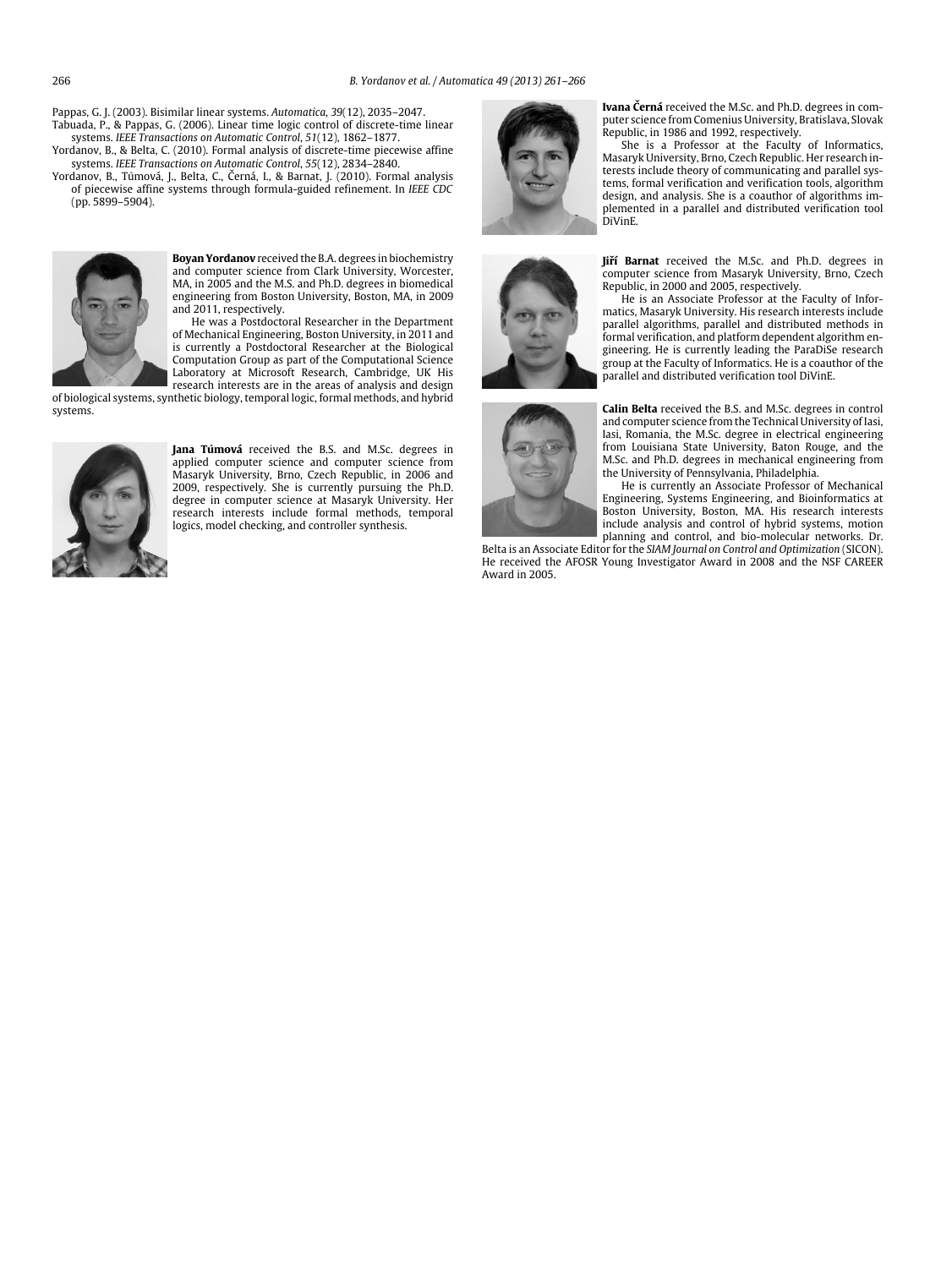Pappas, G. J. (2003). Bisimilar linear systems. *Automatica*, *39*(12), 2035–2047.

Tabuada, P., & Pappas, G. (2006). Linear time logic control of discrete-time linear systems. *IEEE Transactions on Automatic Control*, *51*(12), 1862–1877.

Yordanov, B., & Belta, C. (2010). Formal analysis of discrete-time piecewise affine systems. *IEEE Transactions on Automatic Control*, *55*(12), 2834–2840.

Yordanov, B., Túmová, J., Belta, C., Černá, I., & Barnat, J. (2010). Formal analysis of piecewise affine systems through formula-guided refinement. In *IEEE CDC* (pp. 5899–5904).

**Boyan Yordanov** received the B.A. degrees in biochemistry and computer science from Clark University, Worcester, MA, in 2005 and the M.S. and Ph.D. degrees in biomedical engineering from Boston University, Boston, MA, in 2009 and 2011, respectively.

He was a Postdoctoral Researcher in the Department of Mechanical Engineering, Boston University, in 2011 and is currently a Postdoctoral Researcher at the Biological Computation Group as part of the Computational Science Laboratory at Microsoft Research, Cambridge, UK His research interests are in the areas of analysis and design of biological systems, synthetic biology, temporal logic, formal methods, and hybrid systems.

**Jana Túmová** received the B.S. and M.Sc. degrees in applied computer science and computer science from Masaryk University, Brno, Czech Republic, in 2006 and 2009, respectively. She is currently pursuing the Ph.D. degree in computer science at Masaryk University. Her research interests include formal methods, temporal logics, model checking, and controller synthesis.

**Ivana Černá** received the M.Sc. and Ph.D. degrees in computer science from Comenius University, Bratislava, Slovak Republic, in 1986 and 1992, respectively.

She is a Professor at the Faculty of Informatics, Masaryk University, Brno, Czech Republic. Her research interests include theory of communicating and parallel systems, formal verification and verification tools, algorithm design, and analysis. She is a coauthor of algorithms implemented in a parallel and distributed verification tool DiVinE.

**Jiří Barnat** received the M.Sc. and Ph.D. degrees in computer science from Masaryk University, Brno, Czech Republic, in 2000 and 2005, respectively.

He is an Associate Professor at the Faculty of Informatics, Masaryk University. His research interests include parallel algorithms, parallel and distributed methods in formal verification, and platform dependent algorithm engineering. He is currently leading the ParaDiSe research group at the Faculty of Informatics. He is a coauthor of the parallel and distributed verification tool DiVinE.

**Calin Belta** received the B.S. and M.Sc. degrees in control and computer science from the Technical University of Iasi, Iasi, Romania, the M.Sc. degree in electrical engineering from Louisiana State University, Baton Rouge, and the M.Sc. and Ph.D. degrees in mechanical engineering from the University of Pennsylvania, Philadelphia.

He is currently an Associate Professor of Mechanical Engineering, Systems Engineering, and Bioinformatics at Boston University, Boston, MA. His research interests include analysis and control of hybrid systems, motion planning and control, and bio-molecular networks. Dr. Belta is an Associate Editor for the *SIAM Journal on Control and Optimization* (SICON). He received the AFOSR Young Investigator Award in 2008 and the NSF CAREER Award in 2005.